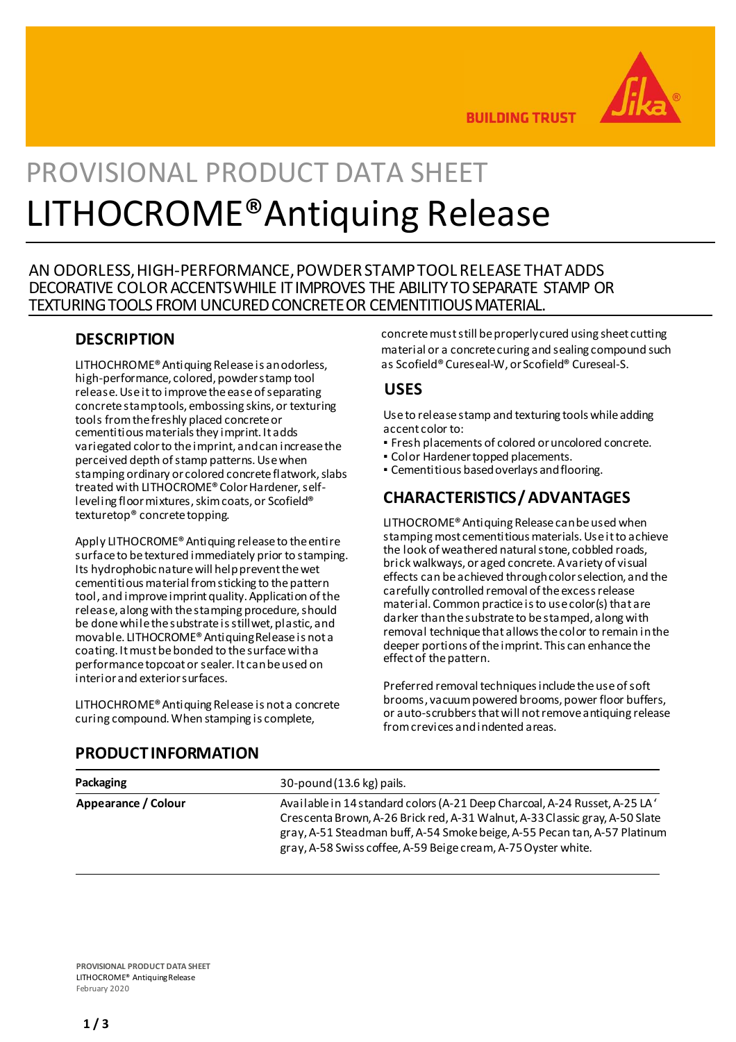PROVISIONAL PRODUCT DATA SHEET

# LITHOCROME® Antiquing Release

AN ODORLESS, HIGH-PERFORMANCE, POWDER STAMP TOOL RELEASE THAT ADDS DECORATIVE COLOR ACCENTS WHILE IT IMPROVES THE ABILITY TO SEPARATE STAMP OR TEXTURING TOOLS FROM UNCURED CONCRETE OR CEMENTITIOUS MATERIAL.

## DESCRIPTION

LITHOCHROME® Antiquing Release is an odorless, high-performance, colored, powder stamp tool release. Use it to improve the ease of separating concrete stamp tools, embossing skins, or texturing tools from the freshly placed concrete or cementitious materials they imprint. It adds variegated color to the imprint, and can increase the perceived depth of stamp patterns. Use when stamping ordinary or colored concrete flatwork, slabs treated with LITHOCROME® Color Hardener, self-leveling floor mixtures, skim coats, or Scofield® texturetop® concrete topping.

Apply LITHOCROME® Antiquing release to the entire surface to be textured immediately prior to stamping. Its hydrophobic nature will help prevent the wet cementitious material from sticking to the pattern tool, and improve imprint quality. Application of the release, along with the stamping procedure, should be done while the substrate is still wet, plastic, and movable. LITHOCROME® Antiquing Release is not a coating. It must be bonded to the surface with a performance topcoat or sealer. It can be used on interior and exterior surfaces.

LITHOCHROME® Antiquing Release is not a concrete curing compound. When stamping is complete, concrete must still be properly cured using sheet cutting material or a concrete curing and sealing compound such as Scofield® Cureseal-W, or Scofield® Cureseal-S.

## USES

Use to release stamp and texturing tools while adding accent color to:

- Fresh placements of colored or uncolored concrete.
- Color Hardener topped placements.
- Cementitious based overlays and flooring.

## CHARACTERISTICS / ADVANTAGES

LITHOCROME® Antiquing Release can be used when stamping most cementitious materials. Use it to achieve the look of weathered natural stone, cobbled roads, brick walkways, or aged concrete. A variety of visual effects can be achieved through color selection, and the carefully controlled removal of the excess release material. Common practice is to use color(s) that are darker than the substrate to be stamped, along with removal technique that allows the color to remain in the deeper portions of the imprint. This can enhance the effect of the pattern.

Preferred removal techniques include the use of soft brooms, vacuum powered brooms, power floor buffers, or auto-scrubbers that will not remove antiquing release from crevices and indented areas.

## PRODUCT INFORMATION

| | |
|---|---|
| **Packaging** | 30-pound (13.6 kg) pails. |
| **Appearance / Colour** | Available in 14 standard colors (A-21 Deep Charcoal, A-24 Russet, A-25 LA' Crescenta Brown, A-26 Brick red, A-31 Walnut, A-33 Classic gray, A-50 Slate gray, A-51 Steadman buff, A-54 Smoke beige, A-55 Pecan tan, A-57 Platinum gray, A-58 Swiss coffee, A-59 Beige cream, A-75 Oyster white. |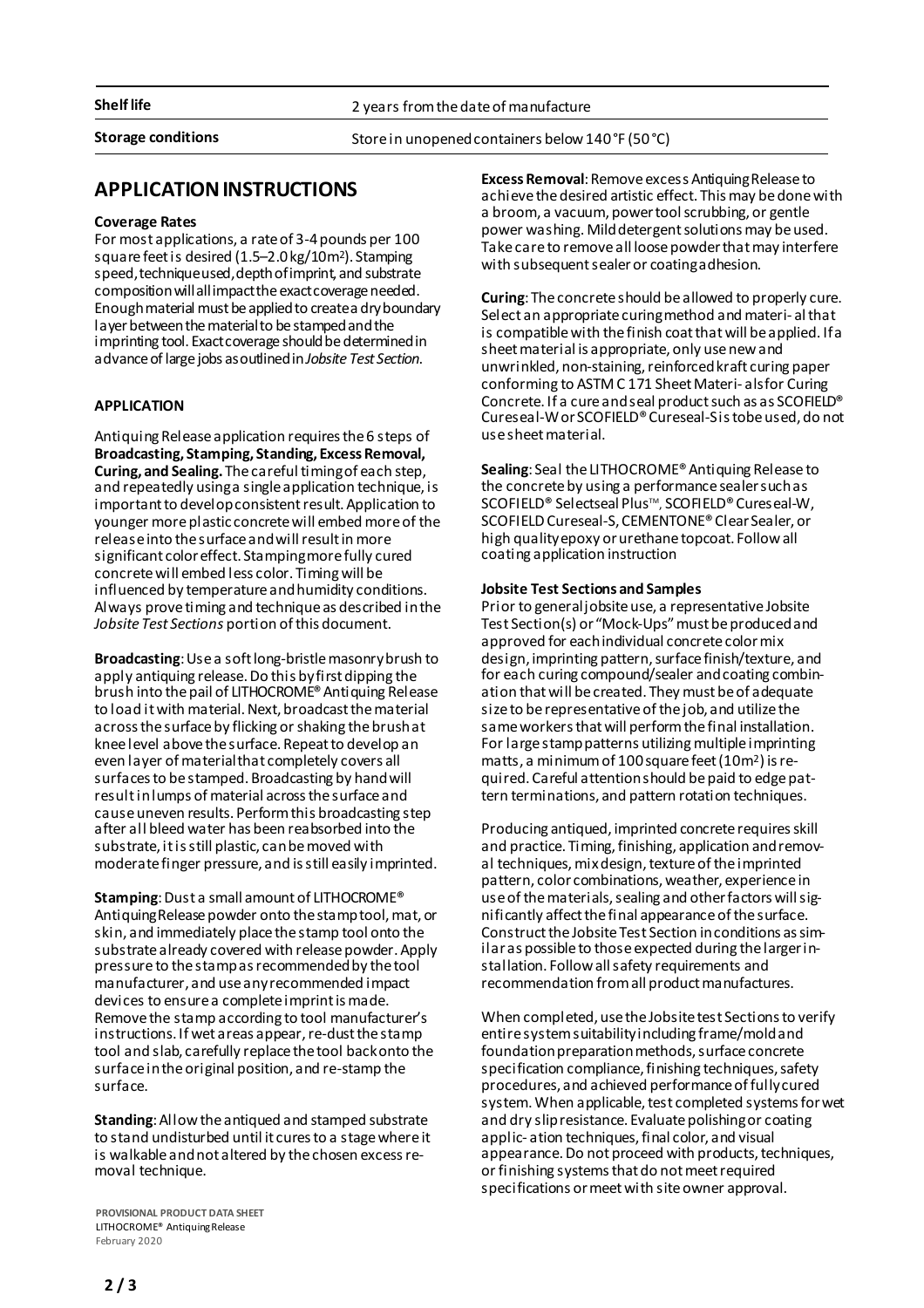| Shelf life | 2 years from the date of manufacture |
| --- | --- |
| Storage conditions | Store in unopened containers below 140°F (50°C) |

## APPLICATION INSTRUCTIONS

**Coverage Rates**

For most applications, a rate of 3-4 pounds per 100 square feet is desired (1.5–2.0 kg/10m²). Stamping speed, technique used, depth of imprint, and substrate composition will all impact the exact coverage needed. Enough material must be applied to create a dry boundary layer between the material to be stamped and the imprinting tool. Exact coverage should be determined in advance of large jobs as outlined in *Jobsite Test Section*.

**APPLICATION**

Antiquing Release application requires the 6 steps of **Broadcasting, Stamping, Standing, Excess Removal, Curing, and Sealing.** The careful timing of each step, and repeatedly using a single application technique, is important to develop consistent result. Application to younger more plastic concrete will embed more of the release into the surface and will result in more significant color effect. Stamping more fully cured concrete will embed less color. Timing will be influenced by temperature and humidity conditions. Always prove timing and technique as described in the *Jobsite Test Sections* portion of this document.

**Broadcasting**: Use a soft long-bristle masonry brush to apply antiquing release. Do this by first dipping the brush into the pail of LITHOCROME® Antiquing Release to load it with material. Next, broadcast the material across the surface by flicking or shaking the brush at knee level above the surface. Repeat to develop an even layer of material that completely covers all surfaces to be stamped. Broadcasting by hand will result in lumps of material across the surface and cause uneven results. Perform this broadcasting step after all bleed water has been reabsorbed into the substrate, it is still plastic, can be moved with moderate finger pressure, and is still easily imprinted.

**Stamping**: Dust a small amount of LITHOCROME® Antiquing Release powder onto the stamp tool, mat, or skin, and immediately place the stamp tool onto the substrate already covered with release powder. Apply pressure to the stamp as recommended by the tool manufacturer, and use any recommended impact devices to ensure a complete imprint is made. Remove the stamp according to tool manufacturer's instructions. If wet areas appear, re-dust the stamp tool and slab, carefully replace the tool back onto the surface in the original position, and re-stamp the surface.

**Standing**: Allow the antiqued and stamped substrate to stand undisturbed until it cures to a stage where it is walkable and not altered by the chosen excess removal technique.

**Excess Removal**: Remove excess Antiquing Release to achieve the desired artistic effect. This may be done with a broom, a vacuum, power tool scrubbing, or gentle power washing. Mild detergent solutions may be used. Take care to remove all loose powder that may interfere with subsequent sealer or coating adhesion.

**Curing**: The concrete should be allowed to properly cure. Select an appropriate curing method and materi- al that is compatible with the finish coat that will be applied. If a sheet material is appropriate, only use new and unwrinkled, non-staining, reinforced kraft curing paper conforming to ASTM C 171 Sheet Materi- als for Curing Concrete. If a cure and seal product such as as SCOFIELD® Cureseal-W or SCOFIELD® Cureseal-S is to be used, do not use sheet material.

**Sealing**: Seal the LITHOCROME® Antiquing Release to the concrete by using a performance sealer such as SCOFIELD® Selectseal Plus™, SCOFIELD® Cureseal-W, SCOFIELD Cureseal-S, CEMENTONE® Clear Sealer, or high quality epoxy or urethane topcoat. Follow all coating application instruction

**Jobsite Test Sections and Samples**

Prior to general jobsite use, a representative Jobsite Test Section(s) or "Mock-Ups" must be produced and approved for each individual concrete color mix design, imprinting pattern, surface finish/texture, and for each curing compound/sealer and coating combin- ation that will be created. They must be of adequate size to be representative of the job, and utilize the same workers that will perform the final installation. For large stamp patterns utilizing multiple imprinting matts, a minimum of 100 square feet (10m²) is re- quired. Careful attention should be paid to edge pat- tern terminations, and pattern rotation techniques.

Producing antiqued, imprinted concrete requires skill and practice. Timing, finishing, application and remov- al techniques, mix design, texture of the imprinted pattern, color combinations, weather, experience in use of the materials, sealing and other factors will sig- nificantly affect the final appearance of the surface. Construct the Jobsite Test Section in conditions as sim- ilar as possible to those expected during the larger in- stallation. Follow all safety requirements and recommendation from all product manufactures.

When completed, use the Jobsite test Sections to verify entire system suitability including frame/mold and foundation preparation methods, surface concrete specification compliance, finishing techniques, safety procedures, and achieved performance of fully cured system. When applicable, test completed systems for wet and dry slip resistance. Evaluate polishing or coating applic- ation techniques, final color, and visual appearance. Do not proceed with products, techniques, or finishing systems that do not meet required specifications or meet with site owner approval.

PROVISIONAL PRODUCT DATA SHEET
LITHOCROME® Antiquing Release
February 2020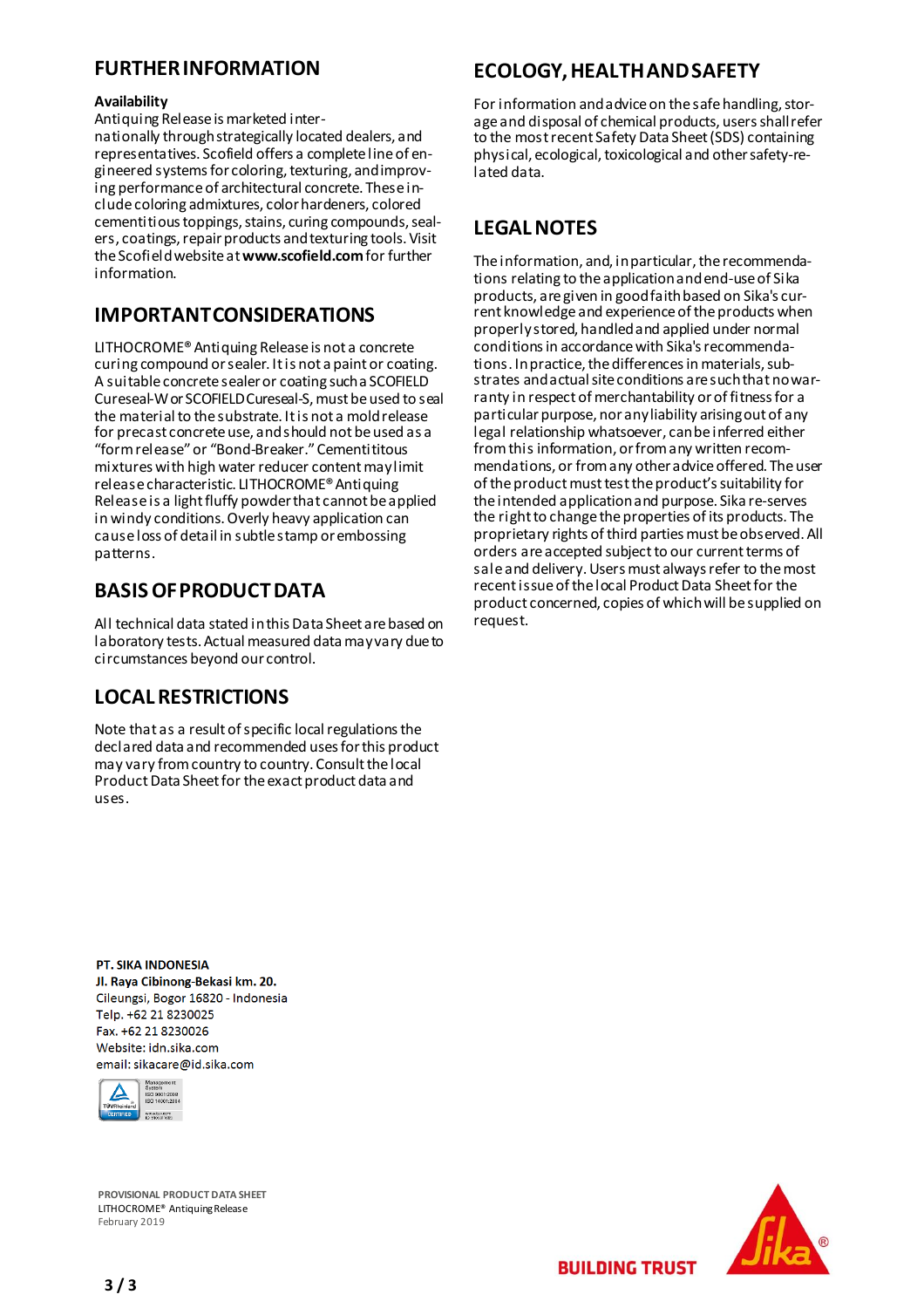## FURTHER INFORMATION

**Availability**
Antiquing Release is marketed internationally through strategically located dealers, and representatives. Scofield offers a complete line of engineered systems for coloring, texturing, and improving performance of architectural concrete. These include coloring admixtures, color hardeners, colored cementitious toppings, stains, curing compounds, sealers, coatings, repair products and texturing tools. Visit the Scofield website at **www.scofield.com** for further information.

## IMPORTANT CONSIDERATIONS

LITHOCROME® Antiquing Release is not a concrete curing compound or sealer. It is not a paint or coating. A suitable concrete sealer or coating such a SCOFIELD Cureseal-W or SCOFIELD Cureseal-S, must be used to seal the material to the substrate. It is not a mold release for precast concrete use, and should not be used as a “form release” or “Bond-Breaker.” Cementititous mixtures with high water reducer content may limit release characteristic. LITHOCROME® Antiquing Release is a light fluffy powder that cannot be applied in windy conditions. Overly heavy application can cause loss of detail in subtle stamp or embossing patterns.

## BASIS OF PRODUCT DATA

All technical data stated in this Data Sheet are based on laboratory tests. Actual measured data may vary due to circumstances beyond our control.

## LOCAL RESTRICTIONS

Note that as a result of specific local regulations the declared data and recommended uses for this product may vary from country to country. Consult the local Product Data Sheet for the exact product data and uses.

## ECOLOGY, HEALTH AND SAFETY

For information and advice on the safe handling, storage and disposal of chemical products, users shall refer to the most recent Safety Data Sheet (SDS) containing physical, ecological, toxicological and other safety-related data.

## LEGAL NOTES

The information, and, in particular, the recommendations relating to the application and end-use of Sika products, are given in good faith based on Sika's current knowledge and experience of the products when properly stored, handled and applied under normal conditions in accordance with Sika's recommendations. In practice, the differences in materials, substrates and actual site conditions are such that no warranty in respect of merchantability or of fitness for a particular purpose, nor any liability arising out of any legal relationship whatsoever, can be inferred either from this information, or from any written recommendations, or from any other advice offered. The user of the product must test the product’s suitability for the intended application and purpose. Sika reserves the right to change the properties of its products. The proprietary rights of third parties must be observed. All orders are accepted subject to our current terms of sale and delivery. Users must always refer to the most recent issue of the local Product Data Sheet for the product concerned, copies of which will be supplied on request.

**PT. SIKA INDONESIA**
**Jl. Raya Cibinong-Bekasi km. 20.**
Cileungsi, Bogor 16820 - Indonesia
Telp. +62 21 8230025
Fax. +62 21 8230026
Website: idn.sika.com
email: sikacare@id.sika.com

**PROVISIONAL PRODUCT DATA SHEET**
LITHOCROME® Antiquing Release
February 2019

**BUILDING TRUST**